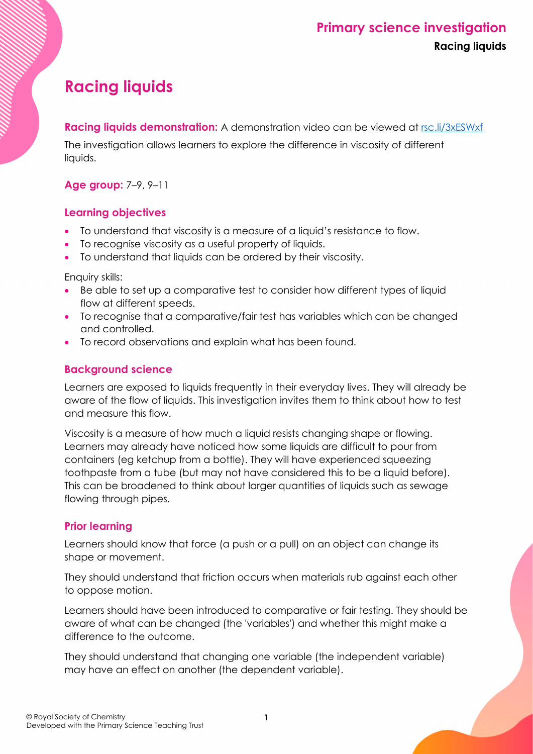# Racing liquids

**Racing liquids demonstration:** A demonstration video can be viewed at [rsc.li/3xESWxf](https://rsc.li/3xESWxf)

The investigation allows learners to explore the difference in viscosity of different liquids.

**Age group:** 7–9, 9–11

## Learning objectives

- To understand that viscosity is a measure of a liquid's resistance to flow.
- To recognise viscosity as a useful property of liquids.
- To understand that liquids can be ordered by their viscosity.

Enquiry skills:

- Be able to set up a comparative test to consider how different types of liquid flow at different speeds.
- To recognise that a comparative/fair test has variables which can be changed and controlled.
- To record observations and explain what has been found.

## Background science

Learners are exposed to liquids frequently in their everyday lives. They will already be aware of the flow of liquids. This investigation invites them to think about how to test and measure this flow.

Viscosity is a measure of how much a liquid resists changing shape or flowing. Learners may already have noticed how some liquids are difficult to pour from containers (eg ketchup from a bottle). They will have experienced squeezing toothpaste from a tube (but may not have considered this to be a liquid before). This can be broadened to think about larger quantities of liquids such as sewage flowing through pipes.

## Prior learning

Learners should know that force (a push or a pull) on an object can change its shape or movement.

They should understand that friction occurs when materials rub against each other to oppose motion.

Learners should have been introduced to comparative or fair testing. They should be aware of what can be changed (the 'variables') and whether this might make a difference to the outcome.

They should understand that changing one variable (the independent variable) may have an effect on another (the dependent variable).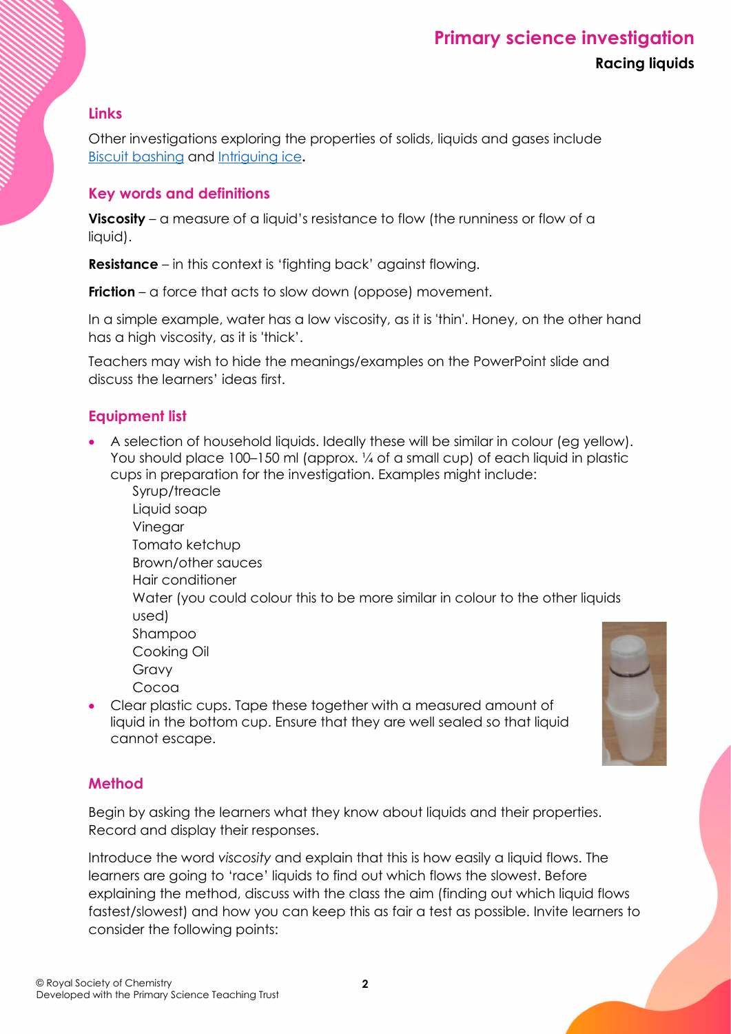### Links

Other investigations exploring the properties of solids, liquids and gases include [Biscuit bashing] and [Intriguing ice].

### Key words and definitions

**Viscosity** – a measure of a liquid's resistance to flow (the runniness or flow of a liquid).

**Resistance** – in this context is 'fighting back' against flowing.

**Friction** – a force that acts to slow down (oppose) movement.

In a simple example, water has a low viscosity, as it is 'thin'. Honey, on the other hand has a high viscosity, as it is 'thick'.

Teachers may wish to hide the meanings/examples on the PowerPoint slide and discuss the learners' ideas first.

### Equipment list

- A selection of household liquids. Ideally these will be similar in colour (eg yellow). You should place 100–150 ml (approx. ¼ of a small cup) of each liquid in plastic cups in preparation for the investigation. Examples might include:
  - Syrup/treacle
  - Liquid soap
  - Vinegar
  - Tomato ketchup
  - Brown/other sauces
  - Hair conditioner
  - Water (you could colour this to be more similar in colour to the other liquids used)
  - Shampoo
  - Cooking Oil
  - Gravy
  - Cocoa
- Clear plastic cups. Tape these together with a measured amount of liquid in the bottom cup. Ensure that they are well sealed so that liquid cannot escape.

### Method

Begin by asking the learners what they know about liquids and their properties. Record and display their responses.

Introduce the word *viscosity* and explain that this is how easily a liquid flows. The learners are going to 'race' liquids to find out which flows the slowest. Before explaining the method, discuss with the class the aim (finding out which liquid flows fastest/slowest) and how you can keep this as fair a test as possible. Invite learners to consider the following points: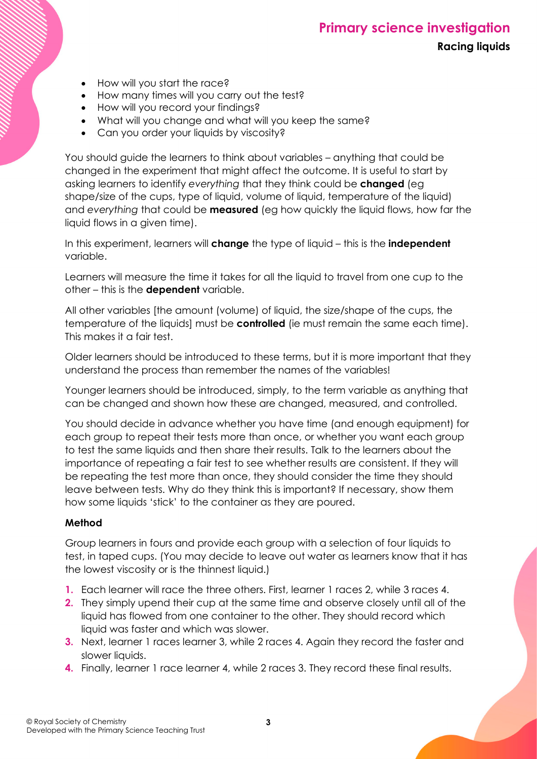- How will you start the race?
- How many times will you carry out the test?
- How will you record your findings?
- What will you change and what will you keep the same?
- Can you order your liquids by viscosity?

You should guide the learners to think about variables – anything that could be changed in the experiment that might affect the outcome. It is useful to start by asking learners to identify *everything* that they think could be **changed** (eg shape/size of the cups, type of liquid, volume of liquid, temperature of the liquid) and *everything* that could be **measured** (eg how quickly the liquid flows, how far the liquid flows in a given time).

In this experiment, learners will **change** the type of liquid – this is the **independent** variable.

Learners will measure the time it takes for all the liquid to travel from one cup to the other – this is the **dependent** variable.

All other variables [the amount (volume) of liquid, the size/shape of the cups, the temperature of the liquids] must be **controlled** (ie must remain the same each time). This makes it a fair test.

Older learners should be introduced to these terms, but it is more important that they understand the process than remember the names of the variables!

Younger learners should be introduced, simply, to the term variable as anything that can be changed and shown how these are changed, measured, and controlled.

You should decide in advance whether you have time (and enough equipment) for each group to repeat their tests more than once, or whether you want each group to test the same liquids and then share their results. Talk to the learners about the importance of repeating a fair test to see whether results are consistent. If they will be repeating the test more than once, they should consider the time they should leave between tests. Why do they think this is important? If necessary, show them how some liquids 'stick' to the container as they are poured.

**Method**

Group learners in fours and provide each group with a selection of four liquids to test, in taped cups. (You may decide to leave out water as learners know that it has the lowest viscosity or is the thinnest liquid.)

1. Each learner will race the three others. First, learner 1 races 2, while 3 races 4.
2. They simply upend their cup at the same time and observe closely until all of the liquid has flowed from one container to the other. They should record which liquid was faster and which was slower.
3. Next, learner 1 races learner 3, while 2 races 4. Again they record the faster and slower liquids.
4. Finally, learner 1 race learner 4, while 2 races 3. They record these final results.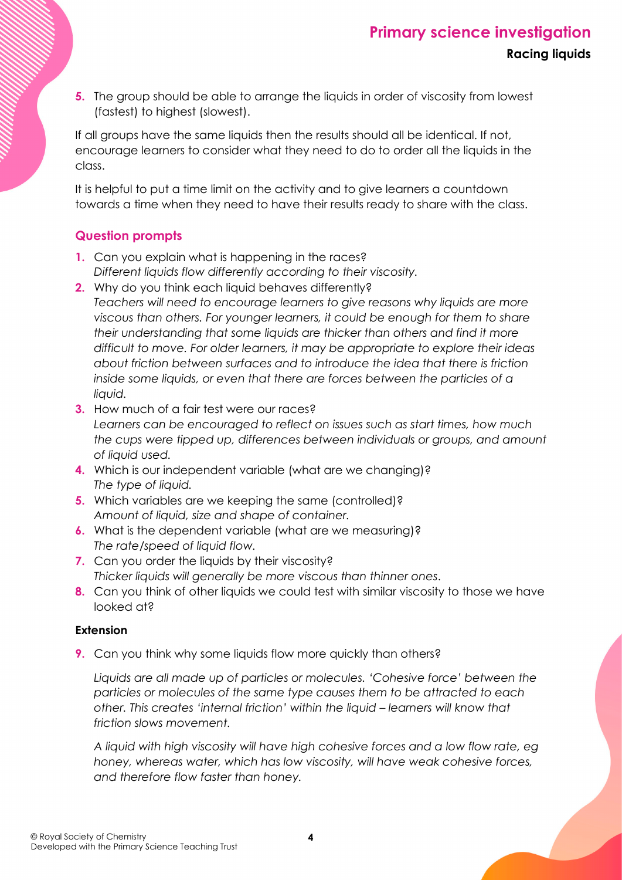5. The group should be able to arrange the liquids in order of viscosity from lowest (fastest) to highest (slowest).

If all groups have the same liquids then the results should all be identical. If not, encourage learners to consider what they need to do to order all the liquids in the class.

It is helpful to put a time limit on the activity and to give learners a countdown towards a time when they need to have their results ready to share with the class.

## Question prompts

1. Can you explain what is happening in the races?
   *Different liquids flow differently according to their viscosity.*
2. Why do you think each liquid behaves differently?
   *Teachers will need to encourage learners to give reasons why liquids are more viscous than others. For younger learners, it could be enough for them to share their understanding that some liquids are thicker than others and find it more difficult to move. For older learners, it may be appropriate to explore their ideas about friction between surfaces and to introduce the idea that there is friction inside some liquids, or even that there are forces between the particles of a liquid.*
3. How much of a fair test were our races?
   *Learners can be encouraged to reflect on issues such as start times, how much the cups were tipped up, differences between individuals or groups, and amount of liquid used.*
4. Which is our independent variable (what are we changing)?
   *The type of liquid.*
5. Which variables are we keeping the same (controlled)?
   *Amount of liquid, size and shape of container.*
6. What is the dependent variable (what are we measuring)?
   *The rate/speed of liquid flow.*
7. Can you order the liquids by their viscosity?
   *Thicker liquids will generally be more viscous than thinner ones.*
8. Can you think of other liquids we could test with similar viscosity to those we have looked at?

### Extension

9. Can you think why some liquids flow more quickly than others?

   *Liquids are all made up of particles or molecules. 'Cohesive force' between the particles or molecules of the same type causes them to be attracted to each other. This creates 'internal friction' within the liquid – learners will know that friction slows movement.*

   *A liquid with high viscosity will have high cohesive forces and a low flow rate, eg honey, whereas water, which has low viscosity, will have weak cohesive forces, and therefore flow faster than honey.*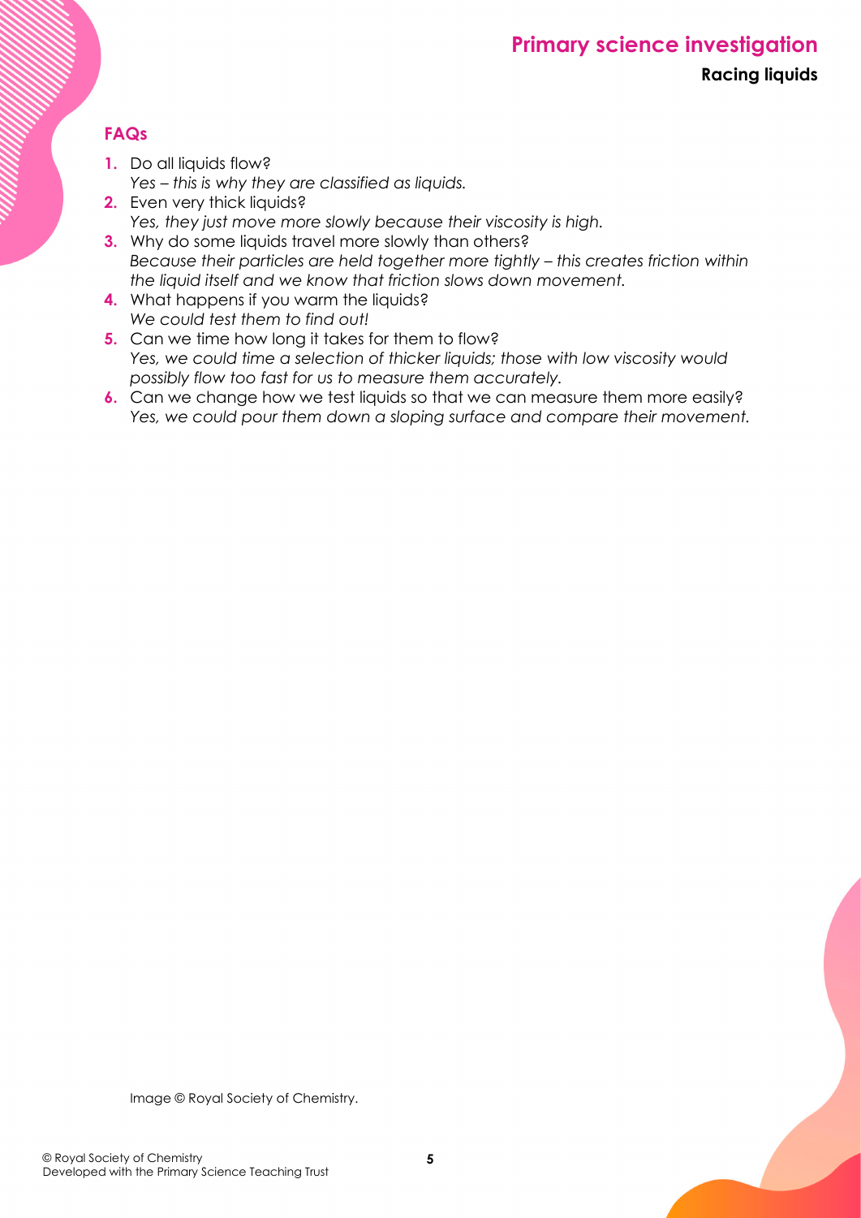## FAQs

1. Do all liquids flow?
   *Yes – this is why they are classified as liquids.*
2. Even very thick liquids?
   *Yes, they just move more slowly because their viscosity is high.*
3. Why do some liquids travel more slowly than others?
   *Because their particles are held together more tightly – this creates friction within the liquid itself and we know that friction slows down movement.*
4. What happens if you warm the liquids?
   *We could test them to find out!*
5. Can we time how long it takes for them to flow?
   *Yes, we could time a selection of thicker liquids; those with low viscosity would possibly flow too fast for us to measure them accurately.*
6. Can we change how we test liquids so that we can measure them more easily?
   *Yes, we could pour them down a sloping surface and compare their movement.*

Image © Royal Society of Chemistry.